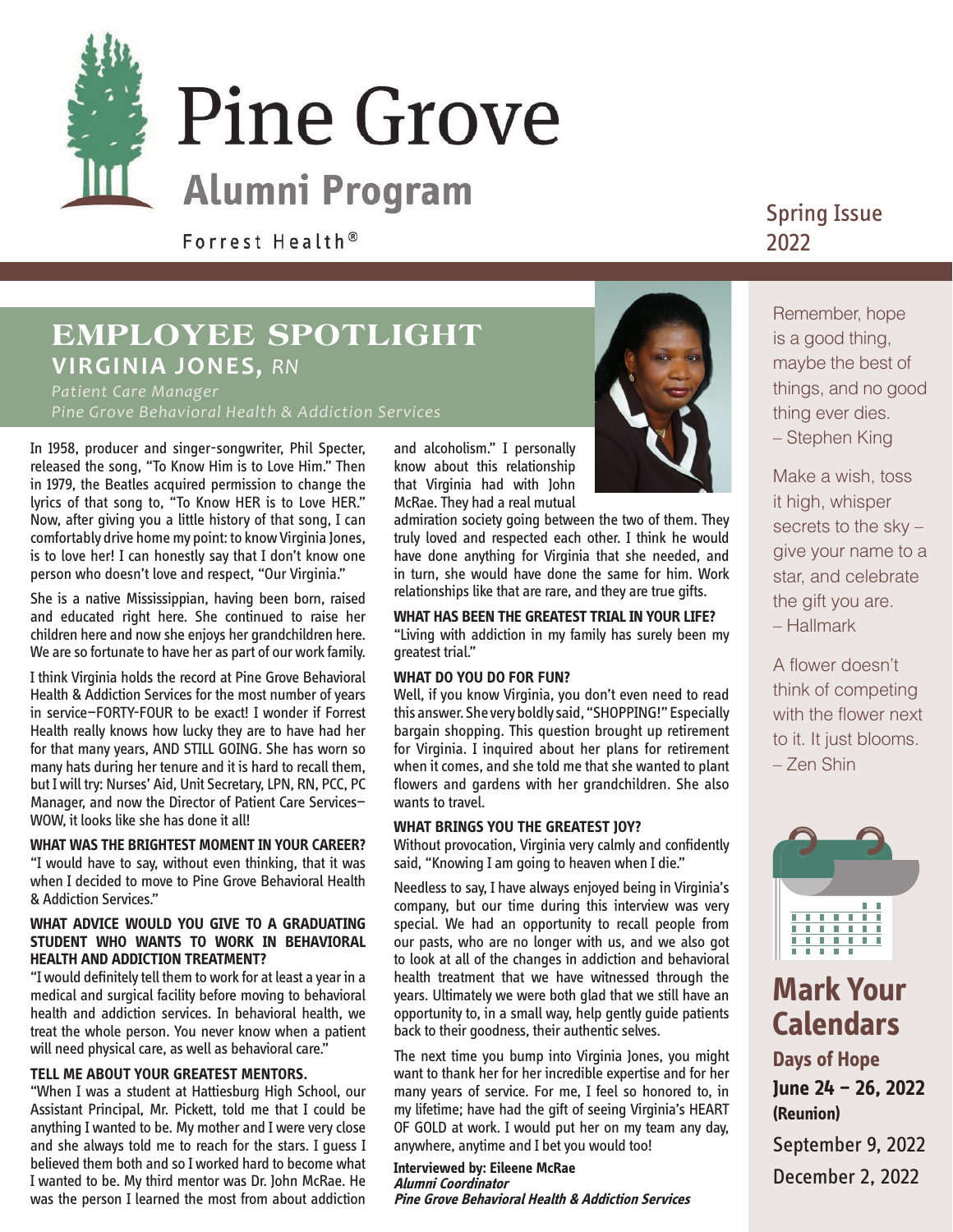# Pine Grove

## Alumni Program

Forrest Health®

Spring Issue 2022

## EMPLOYEE SPOTLIGHT

### VIRGINIA JONES, *RN*

*Patient Care Manager*
*Pine Grove Behavioral Health & Addiction Services*

In 1958, producer and singer-songwriter, Phil Specter, released the song, "To Know Him is to Love Him." Then in 1979, the Beatles acquired permission to change the lyrics of that song to, "To Know HER is to Love HER." Now, after giving you a little history of that song, I can comfortably drive home my point: to know Virginia Jones, is to love her! I can honestly say that I don't know one person who doesn't love and respect, "Our Virginia."

She is a native Mississippian, having been born, raised and educated right here. She continued to raise her children here and now she enjoys her grandchildren here. We are so fortunate to have her as part of our work family.

I think Virginia holds the record at Pine Grove Behavioral Health & Addiction Services for the most number of years in service—FORTY-FOUR to be exact! I wonder if Forrest Health really knows how lucky they are to have had her for that many years, AND STILL GOING. She has worn so many hats during her tenure and it is hard to recall them, but I will try: Nurses' Aid, Unit Secretary, LPN, RN, PCC, PC Manager, and now the Director of Patient Care Services—WOW, it looks like she has done it all!

**WHAT WAS THE BRIGHTEST MOMENT IN YOUR CAREER?**
"I would have to say, without even thinking, that it was when I decided to move to Pine Grove Behavioral Health & Addiction Services."

**WHAT ADVICE WOULD YOU GIVE TO A GRADUATING STUDENT WHO WANTS TO WORK IN BEHAVIORAL HEALTH AND ADDICTION TREATMENT?**
"I would definitely tell them to work for at least a year in a medical and surgical facility before moving to behavioral health and addiction services. In behavioral health, we treat the whole person. You never know when a patient will need physical care, as well as behavioral care."

**TELL ME ABOUT YOUR GREATEST MENTORS.**
"When I was a student at Hattiesburg High School, our Assistant Principal, Mr. Pickett, told me that I could be anything I wanted to be. My mother and I were very close and she always told me to reach for the stars. I guess I believed them both and so I worked hard to become what I wanted to be. My third mentor was Dr. John McRae. He was the person I learned the most from about addiction and alcoholism." I personally know about this relationship that Virginia had with John McRae. They had a real mutual admiration society going between the two of them. They truly loved and respected each other. I think he would have done anything for Virginia that she needed, and in turn, she would have done the same for him. Work relationships like that are rare, and they are true gifts.

**WHAT HAS BEEN THE GREATEST TRIAL IN YOUR LIFE?**
"Living with addiction in my family has surely been my greatest trial."

**WHAT DO YOU DO FOR FUN?**
Well, if you know Virginia, you don't even need to read this answer. She very boldly said, "SHOPPING!" Especially bargain shopping. This question brought up retirement for Virginia. I inquired about her plans for retirement when it comes, and she told me that she wanted to plant flowers and gardens with her grandchildren. She also wants to travel.

**WHAT BRINGS YOU THE GREATEST JOY?**
Without provocation, Virginia very calmly and confidently said, "Knowing I am going to heaven when I die."

Needless to say, I have always enjoyed being in Virginia's company, but our time during this interview was very special. We had an opportunity to recall people from our pasts, who are no longer with us, and we also got to look at all of the changes in addiction and behavioral health treatment that we have witnessed through the years. Ultimately we were both glad that we still have an opportunity to, in a small way, help gently guide patients back to their goodness, their authentic selves.

The next time you bump into Virginia Jones, you might want to thank her for her incredible expertise and for her many years of service. For me, I feel so honored to, in my lifetime; have had the gift of seeing Virginia's HEART OF GOLD at work. I would put her on my team any day, anywhere, anytime and I bet you would too!

**Interviewed by: Eileene McRae**
***Alumni Coordinator***
***Pine Grove Behavioral Health & Addiction Services***

---

Remember, hope is a good thing, maybe the best of things, and no good thing ever dies.
– Stephen King

Make a wish, toss it high, whisper secrets to the sky – give your name to a star, and celebrate the gift you are.
– Hallmark

A flower doesn't think of competing with the flower next to it. It just blooms.
– Zen Shin

## Mark Your Calendars

**Days of Hope**
**June 24 – 26, 2022**
**(Reunion)**

September 9, 2022

December 2, 2022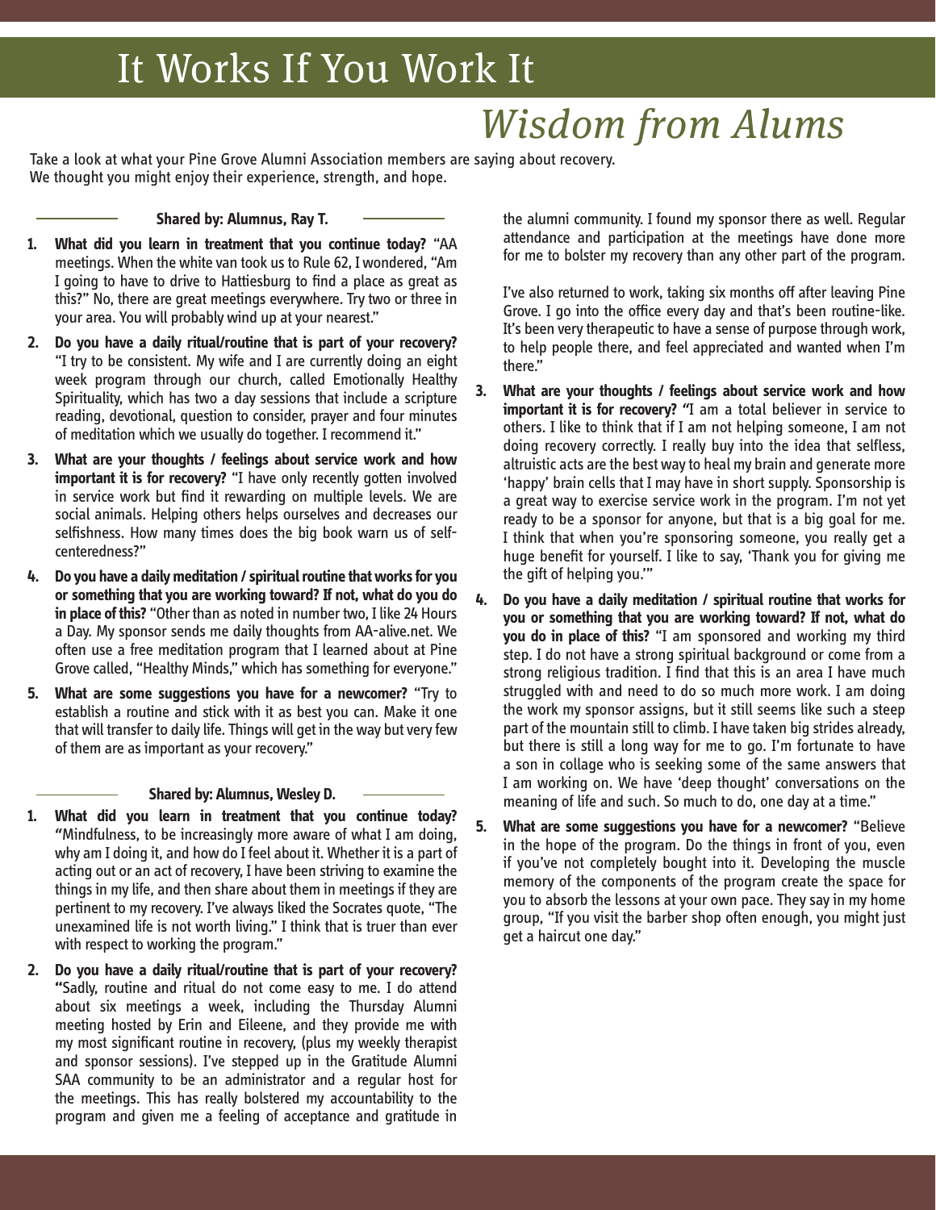# It Works If You Work It

## *Wisdom from Alums*

Take a look at what your Pine Grove Alumni Association members are saying about recovery.
We thought you might enjoy their experience, strength, and hope.

### Shared by: Alumnus, Ray T.

1. **What did you learn in treatment that you continue today?** "AA meetings. When the white van took us to Rule 62, I wondered, "Am I going to have to drive to Hattiesburg to find a place as great as this?" No, there are great meetings everywhere. Try two or three in your area. You will probably wind up at your nearest."
2. **Do you have a daily ritual/routine that is part of your recovery?** "I try to be consistent. My wife and I are currently doing an eight week program through our church, called Emotionally Healthy Spirituality, which has two a day sessions that include a scripture reading, devotional, question to consider, prayer and four minutes of meditation which we usually do together. I recommend it."
3. **What are your thoughts / feelings about service work and how important it is for recovery?** "I have only recently gotten involved in service work but find it rewarding on multiple levels. We are social animals. Helping others helps ourselves and decreases our selfishness. How many times does the big book warn us of self-centeredness?"
4. **Do you have a daily meditation / spiritual routine that works for you or something that you are working toward? If not, what do you do in place of this?** "Other than as noted in number two, I like 24 Hours a Day. My sponsor sends me daily thoughts from AA-alive.net. We often use a free meditation program that I learned about at Pine Grove called, "Healthy Minds," which has something for everyone."
5. **What are some suggestions you have for a newcomer?** "Try to establish a routine and stick with it as best you can. Make it one that will transfer to daily life. Things will get in the way but very few of them are as important as your recovery."

### Shared by: Alumnus, Wesley D.

1. **What did you learn in treatment that you continue today?** "Mindfulness, to be increasingly more aware of what I am doing, why am I doing it, and how do I feel about it. Whether it is a part of acting out or an act of recovery, I have been striving to examine the things in my life, and then share about them in meetings if they are pertinent to my recovery. I've always liked the Socrates quote, "The unexamined life is not worth living." I think that is truer than ever with respect to working the program."
2. **Do you have a daily ritual/routine that is part of your recovery?** "Sadly, routine and ritual do not come easy to me. I do attend about six meetings a week, including the Thursday Alumni meeting hosted by Erin and Eileene, and they provide me with my most significant routine in recovery, (plus my weekly therapist and sponsor sessions). I've stepped up in the Gratitude Alumni SAA community to be an administrator and a regular host for the meetings. This has really bolstered my accountability to the program and given me a feeling of acceptance and gratitude in the alumni community. I found my sponsor there as well. Regular attendance and participation at the meetings have done more for me to bolster my recovery than any other part of the program.

   I've also returned to work, taking six months off after leaving Pine Grove. I go into the office every day and that's been routine-like. It's been very therapeutic to have a sense of purpose through work, to help people there, and feel appreciated and wanted when I'm there."
3. **What are your thoughts / feelings about service work and how important it is for recovery?** "I am a total believer in service to others. I like to think that if I am not helping someone, I am not doing recovery correctly. I really buy into the idea that selfless, altruistic acts are the best way to heal my brain and generate more 'happy' brain cells that I may have in short supply. Sponsorship is a great way to exercise service work in the program. I'm not yet ready to be a sponsor for anyone, but that is a big goal for me. I think that when you're sponsoring someone, you really get a huge benefit for yourself. I like to say, 'Thank you for giving me the gift of helping you.'"
4. **Do you have a daily meditation / spiritual routine that works for you or something that you are working toward? If not, what do you do in place of this?** "I am sponsored and working my third step. I do not have a strong spiritual background or come from a strong religious tradition. I find that this is an area I have much struggled with and need to do so much more work. I am doing the work my sponsor assigns, but it still seems like such a steep part of the mountain still to climb. I have taken big strides already, but there is still a long way for me to go. I'm fortunate to have a son in collage who is seeking some of the same answers that I am working on. We have 'deep thought' conversations on the meaning of life and such. So much to do, one day at a time."
5. **What are some suggestions you have for a newcomer?** "Believe in the hope of the program. Do the things in front of you, even if you've not completely bought into it. Developing the muscle memory of the components of the program create the space for you to absorb the lessons at your own pace. They say in my home group, "If you visit the barber shop often enough, you might just get a haircut one day."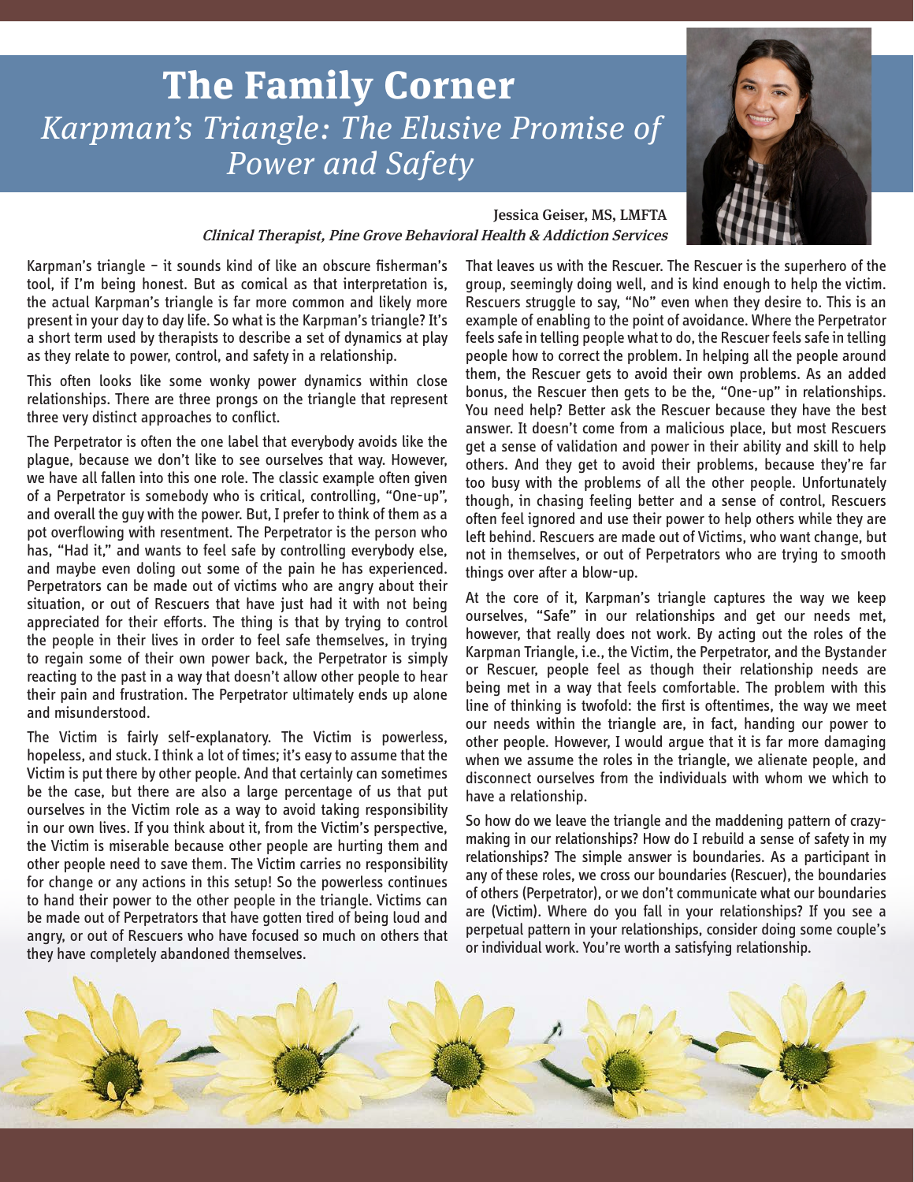# The Family Corner

## *Karpman's Triangle: The Elusive Promise of Power and Safety*

Jessica Geiser, MS, LMFTA

***Clinical Therapist, Pine Grove Behavioral Health & Addiction Services***

Karpman's triangle – it sounds kind of like an obscure fisherman's tool, if I'm being honest. But as comical as that interpretation is, the actual Karpman's triangle is far more common and likely more present in your day to day life. So what is the Karpman's triangle? It's a short term used by therapists to describe a set of dynamics at play as they relate to power, control, and safety in a relationship.

This often looks like some wonky power dynamics within close relationships. There are three prongs on the triangle that represent three very distinct approaches to conflict.

The Perpetrator is often the one label that everybody avoids like the plague, because we don't like to see ourselves that way. However, we have all fallen into this one role. The classic example often given of a Perpetrator is somebody who is critical, controlling, "One-up", and overall the guy with the power. But, I prefer to think of them as a pot overflowing with resentment. The Perpetrator is the person who has, "Had it," and wants to feel safe by controlling everybody else, and maybe even doling out some of the pain he has experienced. Perpetrators can be made out of victims who are angry about their situation, or out of Rescuers that have just had it with not being appreciated for their efforts. The thing is that by trying to control the people in their lives in order to feel safe themselves, in trying to regain some of their own power back, the Perpetrator is simply reacting to the past in a way that doesn't allow other people to hear their pain and frustration. The Perpetrator ultimately ends up alone and misunderstood.

The Victim is fairly self-explanatory. The Victim is powerless, hopeless, and stuck. I think a lot of times; it's easy to assume that the Victim is put there by other people. And that certainly can sometimes be the case, but there are also a large percentage of us that put ourselves in the Victim role as a way to avoid taking responsibility in our own lives. If you think about it, from the Victim's perspective, the Victim is miserable because other people are hurting them and other people need to save them. The Victim carries no responsibility for change or any actions in this setup! So the powerless continues to hand their power to the other people in the triangle. Victims can be made out of Perpetrators that have gotten tired of being loud and angry, or out of Rescuers who have focused so much on others that they have completely abandoned themselves.

That leaves us with the Rescuer. The Rescuer is the superhero of the group, seemingly doing well, and is kind enough to help the victim. Rescuers struggle to say, "No" even when they desire to. This is an example of enabling to the point of avoidance. Where the Perpetrator feels safe in telling people what to do, the Rescuer feels safe in telling people how to correct the problem. In helping all the people around them, the Rescuer gets to avoid their own problems. As an added bonus, the Rescuer then gets to be the, "One-up" in relationships. You need help? Better ask the Rescuer because they have the best answer. It doesn't come from a malicious place, but most Rescuers get a sense of validation and power in their ability and skill to help others. And they get to avoid their problems, because they're far too busy with the problems of all the other people. Unfortunately though, in chasing feeling better and a sense of control, Rescuers often feel ignored and use their power to help others while they are left behind. Rescuers are made out of Victims, who want change, but not in themselves, or out of Perpetrators who are trying to smooth things over after a blow-up.

At the core of it, Karpman's triangle captures the way we keep ourselves, "Safe" in our relationships and get our needs met, however, that really does not work. By acting out the roles of the Karpman Triangle, i.e., the Victim, the Perpetrator, and the Bystander or Rescuer, people feel as though their relationship needs are being met in a way that feels comfortable. The problem with this line of thinking is twofold: the first is oftentimes, the way we meet our needs within the triangle are, in fact, handing our power to other people. However, I would argue that it is far more damaging when we assume the roles in the triangle, we alienate people, and disconnect ourselves from the individuals with whom we which to have a relationship.

So how do we leave the triangle and the maddening pattern of crazy-making in our relationships? How do I rebuild a sense of safety in my relationships? The simple answer is boundaries. As a participant in any of these roles, we cross our boundaries (Rescuer), the boundaries of others (Perpetrator), or we don't communicate what our boundaries are (Victim). Where do you fall in your relationships? If you see a perpetual pattern in your relationships, consider doing some couple's or individual work. You're worth a satisfying relationship.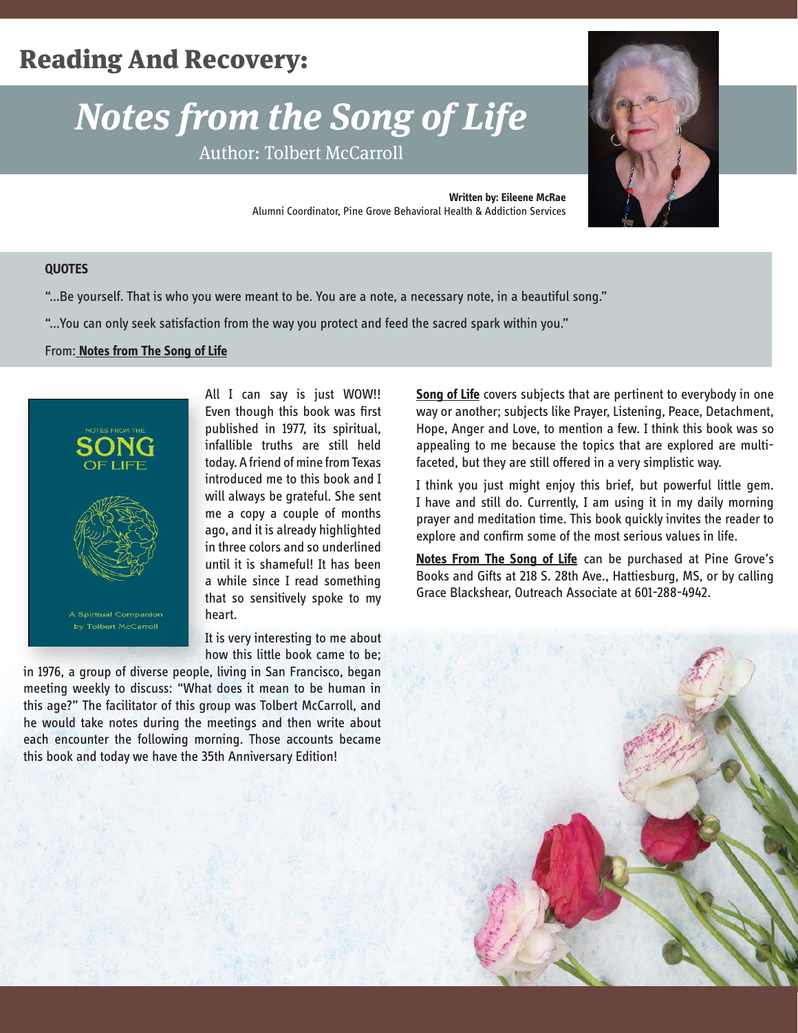# Reading And Recovery:

## *Notes from the Song of Life*

Author: Tolbert McCarroll

**Written by: Eileene McRae**
Alumni Coordinator, Pine Grove Behavioral Health & Addiction Services

**QUOTES**

"...Be yourself. That is who you were meant to be. You are a note, a necessary note, in a beautiful song."

"...You can only seek satisfaction from the way you protect and feed the sacred spark within you."

From: **Notes from The Song of Life**

All I can say is just WOW!! Even though this book was first published in 1977, its spiritual, infallible truths are still held today. A friend of mine from Texas introduced me to this book and I will always be grateful. She sent me a copy a couple of months ago, and it is already highlighted in three colors and so underlined until it is shameful! It has been a while since I read something that so sensitively spoke to my heart.

It is very interesting to me about how this little book came to be; in 1976, a group of diverse people, living in San Francisco, began meeting weekly to discuss: "What does it mean to be human in this age?" The facilitator of this group was Tolbert McCarroll, and he would take notes during the meetings and then write about each encounter the following morning. Those accounts became this book and today we have the 35th Anniversary Edition!

**Song of Life** covers subjects that are pertinent to everybody in one way or another; subjects like Prayer, Listening, Peace, Detachment, Hope, Anger and Love, to mention a few. I think this book was so appealing to me because the topics that are explored are multi-faceted, but they are still offered in a very simplistic way.

I think you just might enjoy this brief, but powerful little gem. I have and still do. Currently, I am using it in my daily morning prayer and meditation time. This book quickly invites the reader to explore and confirm some of the most serious values in life.

**Notes From The Song of Life** can be purchased at Pine Grove's Books and Gifts at 218 S. 28th Ave., Hattiesburg, MS, or by calling Grace Blackshear, Outreach Associate at 601-288-4942.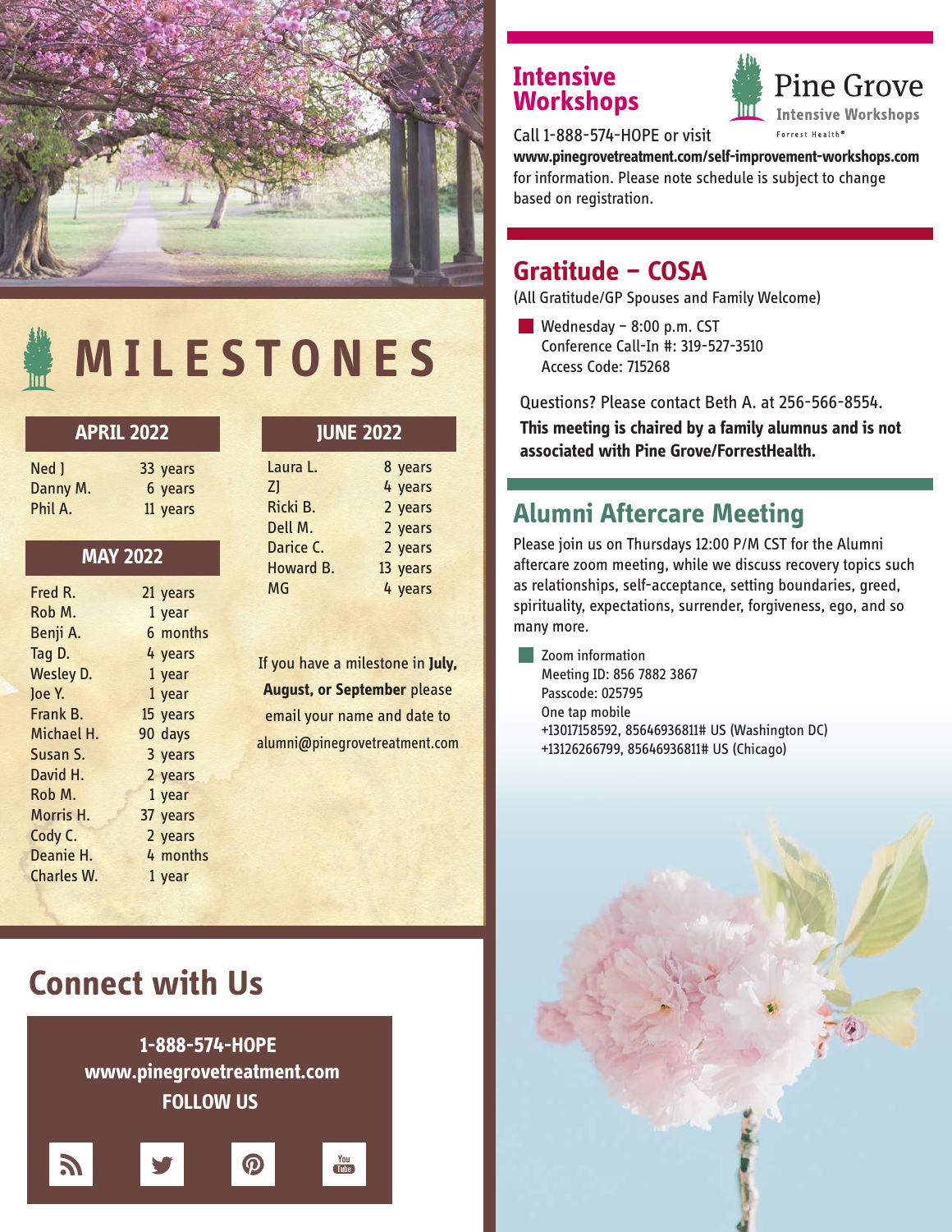# MILESTONES

| APRIL 2022 | |
|---|---|
| Ned J | 33 years |
| Danny M. | 6 years |
| Phil A. | 11 years |

| MAY 2022 | |
|---|---|
| Fred R. | 21 years |
| Rob M. | 1 year |
| Benji A. | 6 months |
| Tag D. | 4 years |
| Wesley D. | 1 year |
| Joe Y. | 1 year |
| Frank B. | 15 years |
| Michael H. | 90 days |
| Susan S. | 3 years |
| David H. | 2 years |
| Rob M. | 1 year |
| Morris H. | 37 years |
| Cody C. | 2 years |
| Deanie H. | 4 months |
| Charles W. | 1 year |

| JUNE 2022 | |
|---|---|
| Laura L. | 8 years |
| ZJ | 4 years |
| Ricki B. | 2 years |
| Dell M. | 2 years |
| Darice C. | 2 years |
| Howard B. | 13 years |
| MG | 4 years |

If you have a milestone in **July, August, or September** please email your name and date to alumni@pinegrovetreatment.com

## Connect with Us

**1-888-574-HOPE**
**www.pinegrovetreatment.com**
**FOLLOW US**

## Intensive Workshops

Pine Grove Intensive Workshops
Forrest Health®

Call 1-888-574-HOPE or visit **www.pinegrovetreatment.com/self-improvement-workshops.com** for information. Please note schedule is subject to change based on registration.

## Gratitude – COSA

(All Gratitude/GP Spouses and Family Welcome)

- Wednesday – 8:00 p.m. CST
  Conference Call-In #: 319-527-3510
  Access Code: 715268

Questions? Please contact Beth A. at 256-566-8554.
**This meeting is chaired by a family alumnus and is not associated with Pine Grove/ForrestHealth.**

## Alumni Aftercare Meeting

Please join us on Thursdays 12:00 P/M CST for the Alumni aftercare zoom meeting, while we discuss recovery topics such as relationships, self-acceptance, setting boundaries, greed, spirituality, expectations, surrender, forgiveness, ego, and so many more.

- Zoom information
  Meeting ID: 856 7882 3867
  Passcode: 025795
  One tap mobile
  +13017158592, 85646936811# US (Washington DC)
  +13126266799, 85646936811# US (Chicago)